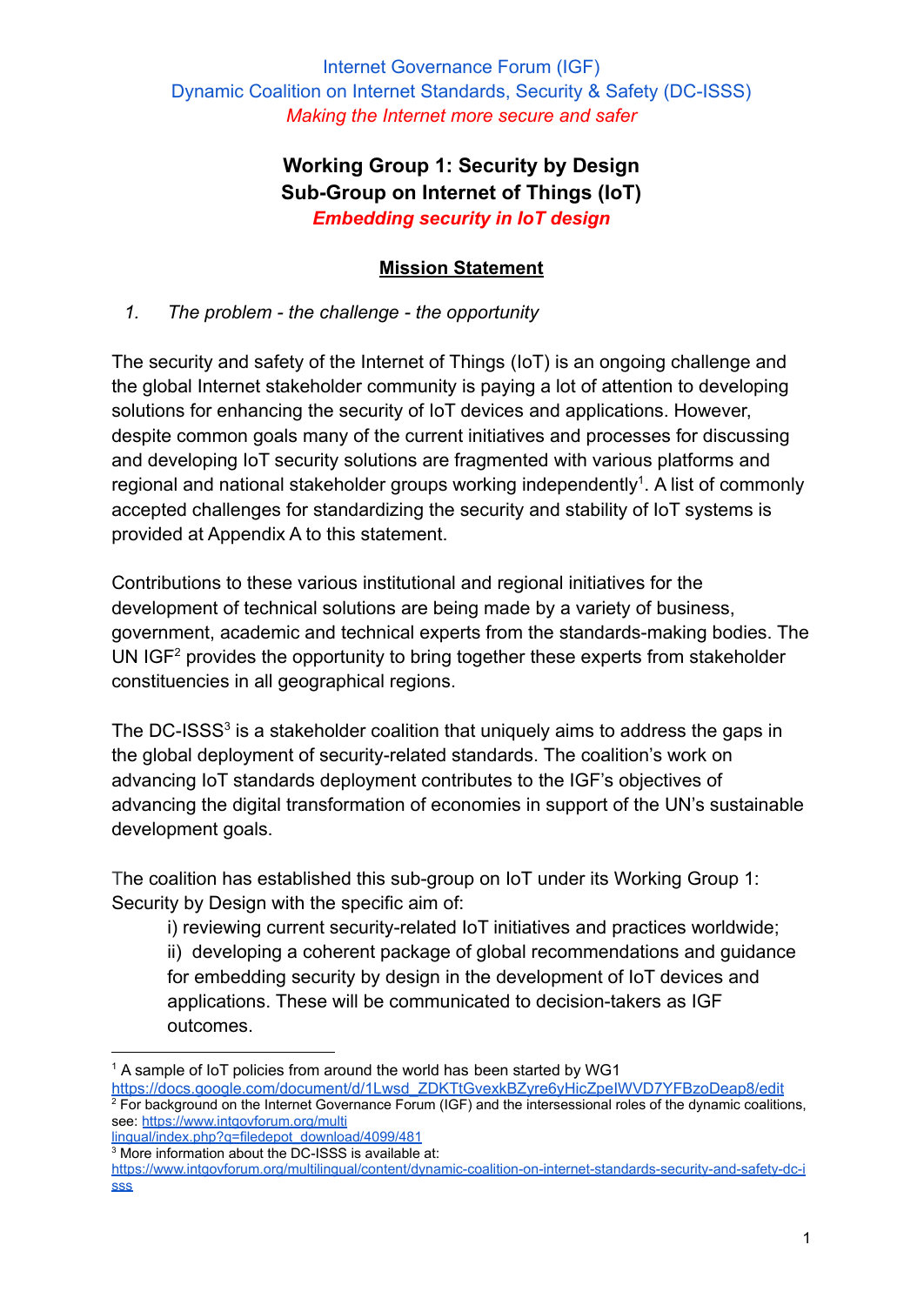Internet Governance Forum (IGF)
Dynamic Coalition on Internet Standards, Security & Safety (DC-ISSS)
*Making the Internet more secure and safer*

# Working Group 1: Security by Design
# Sub-Group on Internet of Things (IoT)
***Embedding security in IoT design***

## Mission Statement

1. *The problem - the challenge - the opportunity*

The security and safety of the Internet of Things (IoT) is an ongoing challenge and the global Internet stakeholder community is paying a lot of attention to developing solutions for enhancing the security of IoT devices and applications. However, despite common goals many of the current initiatives and processes for discussing and developing IoT security solutions are fragmented with various platforms and regional and national stakeholder groups working independently[1]. A list of commonly accepted challenges for standardizing the security and stability of IoT systems is provided at Appendix A to this statement.

Contributions to these various institutional and regional initiatives for the development of technical solutions are being made by a variety of business, government, academic and technical experts from the standards-making bodies. The UN IGF[2] provides the opportunity to bring together these experts from stakeholder constituencies in all geographical regions.

The DC-ISSS[3] is a stakeholder coalition that uniquely aims to address the gaps in the global deployment of security-related standards. The coalition's work on advancing IoT standards deployment contributes to the IGF's objectives of advancing the digital transformation of economies in support of the UN's sustainable development goals.

The coalition has established this sub-group on IoT under its Working Group 1: Security by Design with the specific aim of:

i) reviewing current security-related IoT initiatives and practices worldwide;
ii) developing a coherent package of global recommendations and guidance for embedding security by design in the development of IoT devices and applications. These will be communicated to decision-takers as IGF outcomes.

---

[1] A sample of IoT policies from around the world has been started by WG1 https://docs.google.com/document/d/1Lwsd_ZDKTtGvexkBZyre6yHicZpelWVD7YFBzoDeap8/edit

[2] For background on the Internet Governance Forum (IGF) and the intersessional roles of the dynamic coalitions, see: https://www.intgovforum.org/multilingual/index.php?q=filedepot_download/4099/481

[3] More information about the DC-ISSS is available at: https://www.intgovforum.org/multilingual/content/dynamic-coalition-on-internet-standards-security-and-safety-dc-isss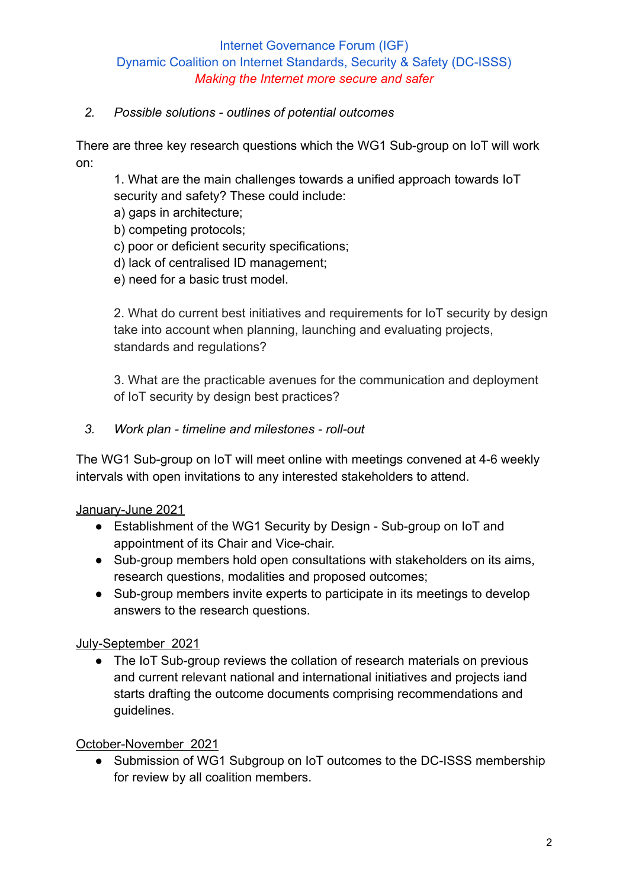Internet Governance Forum (IGF)
Dynamic Coalition on Internet Standards, Security & Safety (DC-ISSS)
*Making the Internet more secure and safer*

## 2. *Possible solutions - outlines of potential outcomes*

There are three key research questions which the WG1 Sub-group on IoT will work on:

1. What are the main challenges towards a unified approach towards IoT security and safety? These could include:
   a) gaps in architecture;
   b) competing protocols;
   c) poor or deficient security specifications;
   d) lack of centralised ID management;
   e) need for a basic trust model.

2. What do current best initiatives and requirements for IoT security by design take into account when planning, launching and evaluating projects, standards and regulations?

3. What are the practicable avenues for the communication and deployment of IoT security by design best practices?

## 3. *Work plan - timeline and milestones - roll-out*

The WG1 Sub-group on IoT will meet online with meetings convened at 4-6 weekly intervals with open invitations to any interested stakeholders to attend.

<u>January-June 2021</u>

- Establishment of the WG1 Security by Design - Sub-group on IoT and appointment of its Chair and Vice-chair.
- Sub-group members hold open consultations with stakeholders on its aims, research questions, modalities and proposed outcomes;
- Sub-group members invite experts to participate in its meetings to develop answers to the research questions.

<u>July-September 2021</u>

- The IoT Sub-group reviews the collation of research materials on previous and current relevant national and international initiatives and projects iand starts drafting the outcome documents comprising recommendations and guidelines.

<u>October-November 2021</u>

- Submission of WG1 Subgroup on IoT outcomes to the DC-ISSS membership for review by all coalition members.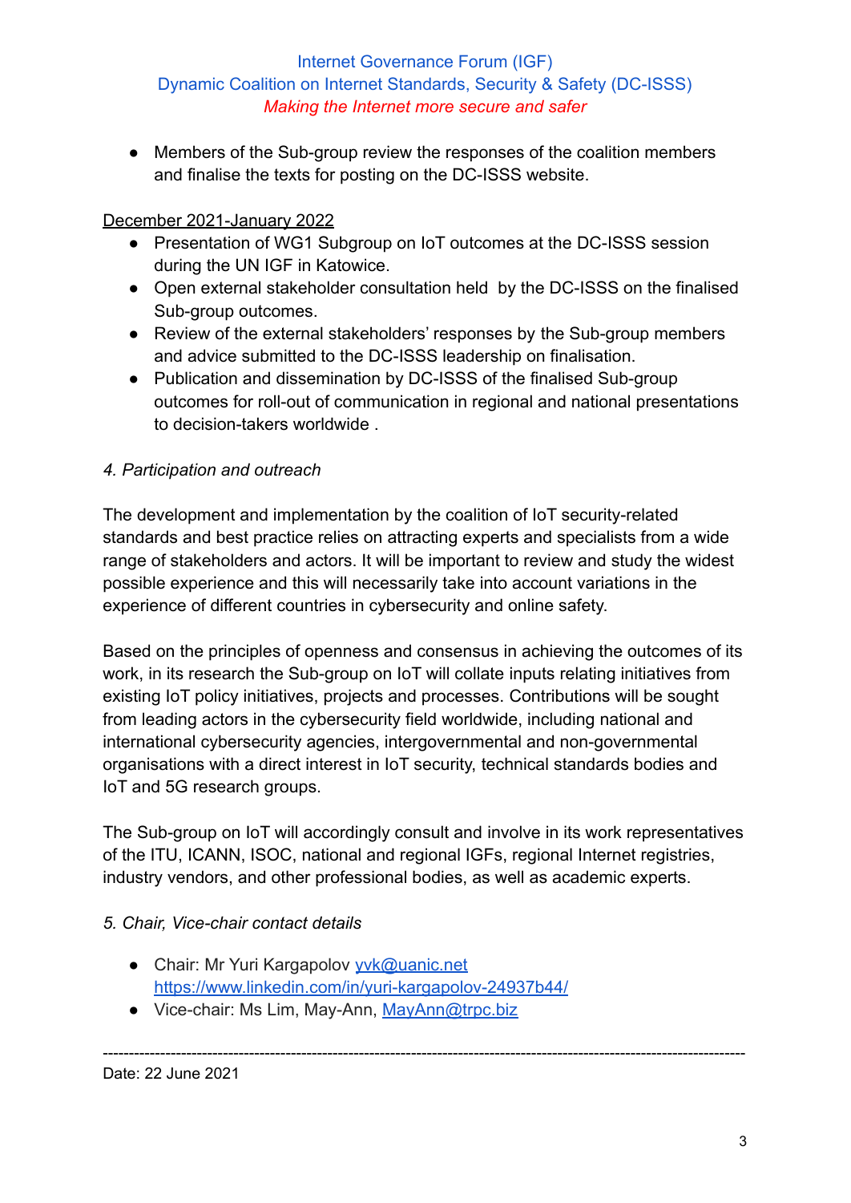- Members of the Sub-group review the responses of the coalition members and finalise the texts for posting on the DC-ISSS website.

December 2021-January 2022

- Presentation of WG1 Subgroup on IoT outcomes at the DC-ISSS session during the UN IGF in Katowice.
- Open external stakeholder consultation held  by the DC-ISSS on the finalised Sub-group outcomes.
- Review of the external stakeholders' responses by the Sub-group members and advice submitted to the DC-ISSS leadership on finalisation.
- Publication and dissemination by DC-ISSS of the finalised Sub-group outcomes for roll-out of communication in regional and national presentations to decision-takers worldwide .

*4. Participation and outreach*

The development and implementation by the coalition of IoT security-related standards and best practice relies on attracting experts and specialists from a wide range of stakeholders and actors. It will be important to review and study the widest possible experience and this will necessarily take into account variations in the experience of different countries in cybersecurity and online safety.

Based on the principles of openness and consensus in achieving the outcomes of its work, in its research the Sub-group on IoT will collate inputs relating initiatives from existing IoT policy initiatives, projects and processes. Contributions will be sought from leading actors in the cybersecurity field worldwide, including national and international cybersecurity agencies, intergovernmental and non-governmental organisations with a direct interest in IoT security, technical standards bodies and IoT and 5G research groups.

The Sub-group on IoT will accordingly consult and involve in its work representatives of the ITU, ICANN, ISOC, national and regional IGFs, regional Internet registries, industry vendors, and other professional bodies, as well as academic experts.

*5. Chair, Vice-chair contact details*

- Chair: Mr Yuri Kargapolov [yvk@uanic.net](mailto:yvk@uanic.net) [https://www.linkedin.com/in/yuri-kargapolov-24937b44/](https://www.linkedin.com/in/yuri-kargapolov-24937b44/)
- Vice-chair: Ms Lim, May-Ann, [MayAnn@trpc.biz](mailto:MayAnn@trpc.biz)

---

Date: 22 June 2021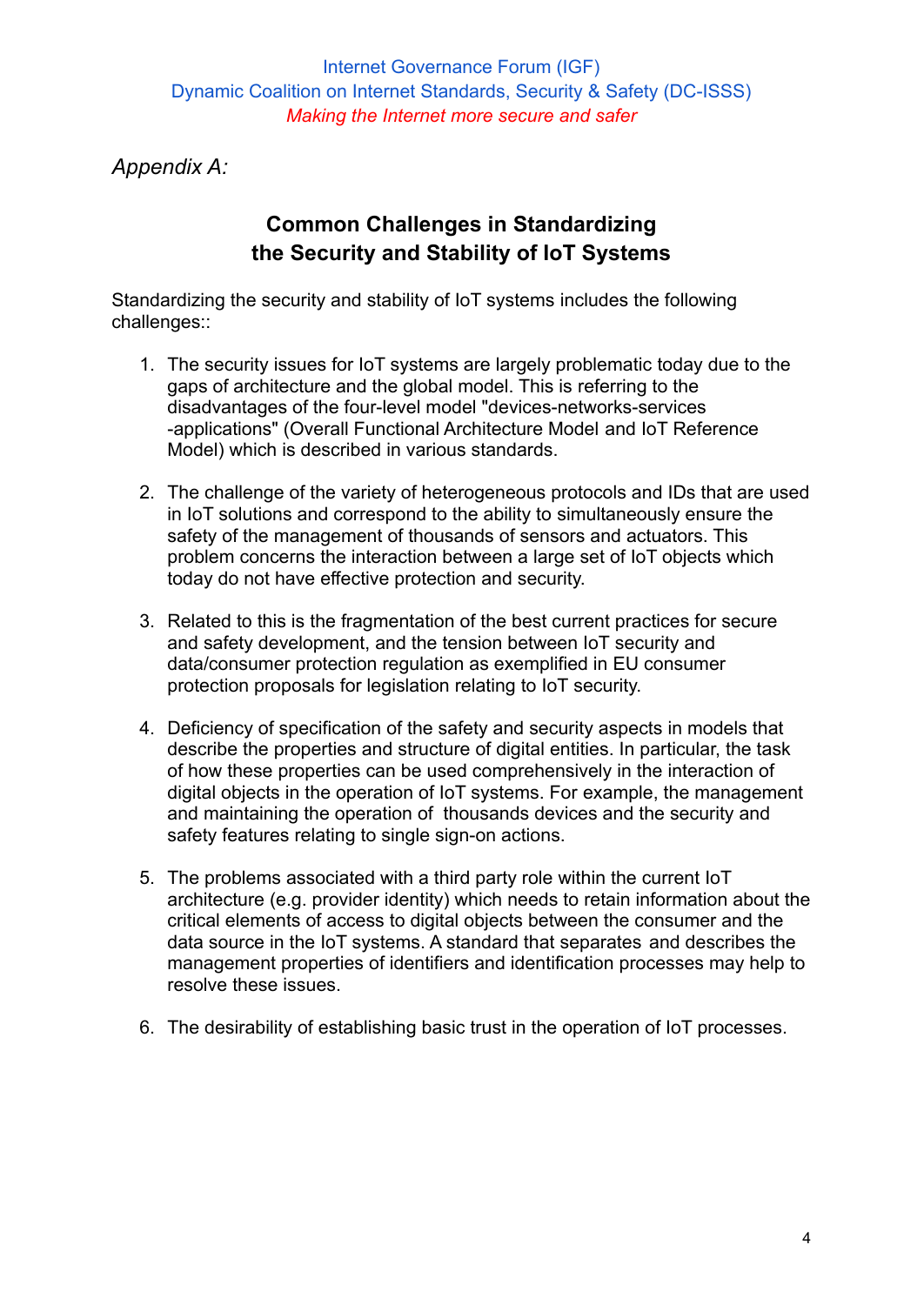Internet Governance Forum (IGF)
Dynamic Coalition on Internet Standards, Security & Safety (DC-ISSS)
*Making the Internet more secure and safer*

*Appendix A:*

## Common Challenges in Standardizing the Security and Stability of IoT Systems

Standardizing the security and stability of IoT systems includes the following challenges::

1. The security issues for IoT systems are largely problematic today due to the gaps of architecture and the global model. This is referring to the disadvantages of the four-level model "devices-networks-services -applications" (Overall Functional Architecture Model and IoT Reference Model) which is described in various standards.

2. The challenge of the variety of heterogeneous protocols and IDs that are used in IoT solutions and correspond to the ability to simultaneously ensure the safety of the management of thousands of sensors and actuators. This problem concerns the interaction between a large set of IoT objects which today do not have effective protection and security.

3. Related to this is the fragmentation of the best current practices for secure and safety development, and the tension between IoT security and data/consumer protection regulation as exemplified in EU consumer protection proposals for legislation relating to IoT security.

4. Deficiency of specification of the safety and security aspects in models that describe the properties and structure of digital entities. In particular, the task of how these properties can be used comprehensively in the interaction of digital objects in the operation of IoT systems. For example, the management and maintaining the operation of thousands devices and the security and safety features relating to single sign-on actions.

5. The problems associated with a third party role within the current IoT architecture (e.g. provider identity) which needs to retain information about the critical elements of access to digital objects between the consumer and the data source in the IoT systems. A standard that separates and describes the management properties of identifiers and identification processes may help to resolve these issues.

6. The desirability of establishing basic trust in the operation of IoT processes.